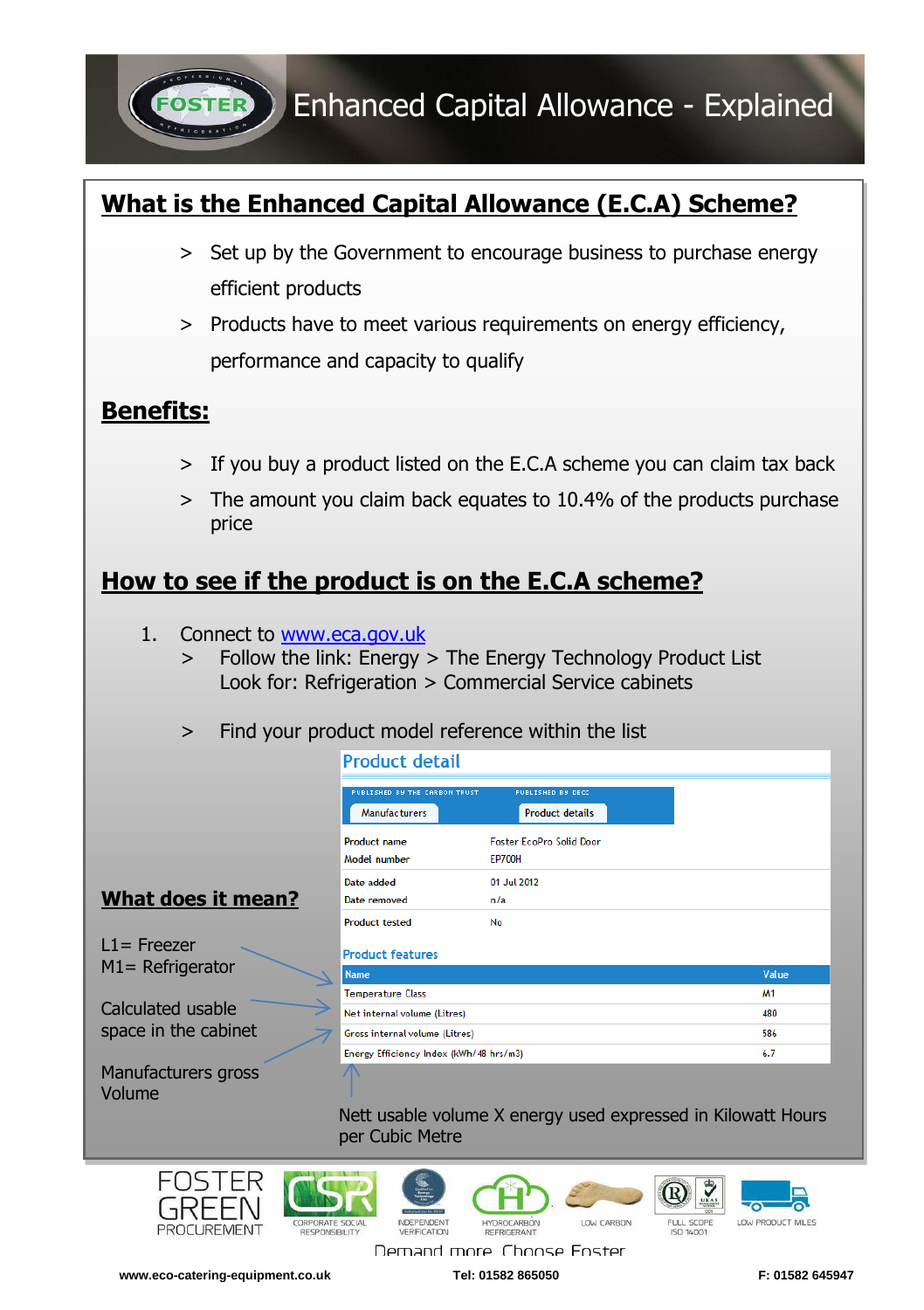# Enhanced Capital Allowance - Explained

## What is the Enhanced Capital Allowance (E.C.A) Scheme?

> Set up by the Government to encourage business to purchase energy efficient products

> Products have to meet various requirements on energy efficiency, performance and capacity to qualify

## Benefits:

> If you buy a product listed on the E.C.A scheme you can claim tax back

> The amount you claim back equates to 10.4% of the products purchase price

## How to see if the product is on the E.C.A scheme?

1. Connect to www.eca.gov.uk
   > Follow the link: Energy > The Energy Technology Product List
   Look for: Refrigeration > Commercial Service cabinets

   > Find your product model reference within the list

### Product detail

PUBLISHED BY THE CARBON TRUST — Manufacturers | PUBLISHED BY DECC — Product details

| | |
|---|---|
| Product name | Foster EcoPro Solid Door |
| Model number | EP700H |
| Date added | 01 Jul 2012 |
| Date removed | n/a |
| Product tested | No |

### Product features

| Name | Value |
|---|---|
| Temperature Class | M1 |
| Net internal volume (Litres) | 480 |
| Gross internal volume (Litres) | 586 |
| Energy Efficiency Index (kWh/48 hrs/m3) | 6.7 |

## What does it mean?

L1= Freezer
M1= Refrigerator

Calculated usable space in the cabinet

Manufacturers gross Volume

Nett usable volume X energy used expressed in Kilowatt Hours per Cubic Metre

FOSTER GREEN PROCUREMENT | CORPORATE SOCIAL RESPONSIBILITY | INDEPENDENT VERIFICATION | HYDROCARBON REFRIGERANT | LOW CARBON | FULL SCOPE ISO 14001 | LOW PRODUCT MILES

Demand more. Choose Foster

www.eco-catering-equipment.co.uk Tel: 01582 865050 F: 01582 645947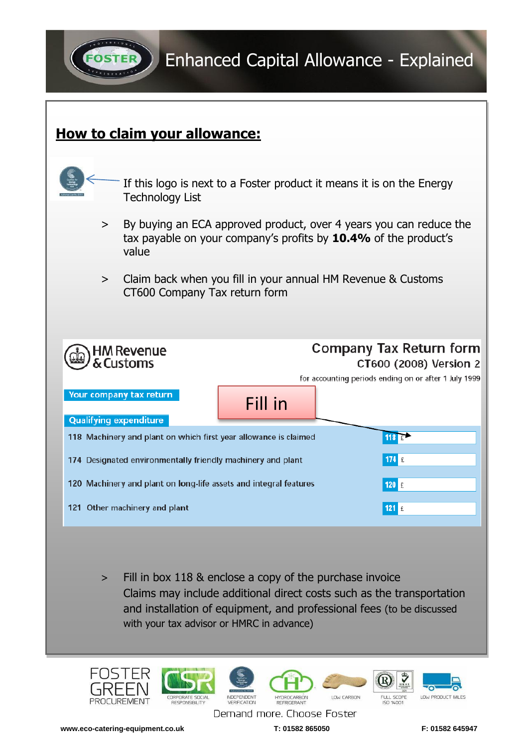# Enhanced Capital Allowance - Explained

## How to claim your allowance:

If this logo is next to a Foster product it means it is on the Energy Technology List

> By buying an ECA approved product, over 4 years you can reduce the tax payable on your company's profits by **10.4%** of the product's value

> Claim back when you fill in your annual HM Revenue & Customs CT600 Company Tax return form

HM Revenue & Customs

**Company Tax Return form**
CT600 (2008) Version 2
for accounting periods ending on or after 1 July 1999

Your company tax return

Fill in

Qualifying expenditure

| | |
|---|---|
| 118 Machinery and plant on which first year allowance is claimed | 118 £ |
| 174 Designated environmentally friendly machinery and plant | 174 £ |
| 120 Machinery and plant on long-life assets and integral features | 120 £ |
| 121 Other machinery and plant | 121 £ |

> Fill in box 118 & enclose a copy of the purchase invoice
Claims may include additional direct costs such as the transportation and installation of equipment, and professional fees (to be discussed with your tax advisor or HMRC in advance)

FOSTER GREEN PROCUREMENT

CORPORATE SOCIAL RESPONSIBILITY · INDEPENDENT VERIFICATION · HYDROCARBON REFRIGERANT · LOW CARBON · FULL SCOPE ISO 14001 · LOW PRODUCT MILES

Demand more. Choose Foster

www.eco-catering-equipment.co.uk T: 01582 865050 F: 01582 645947